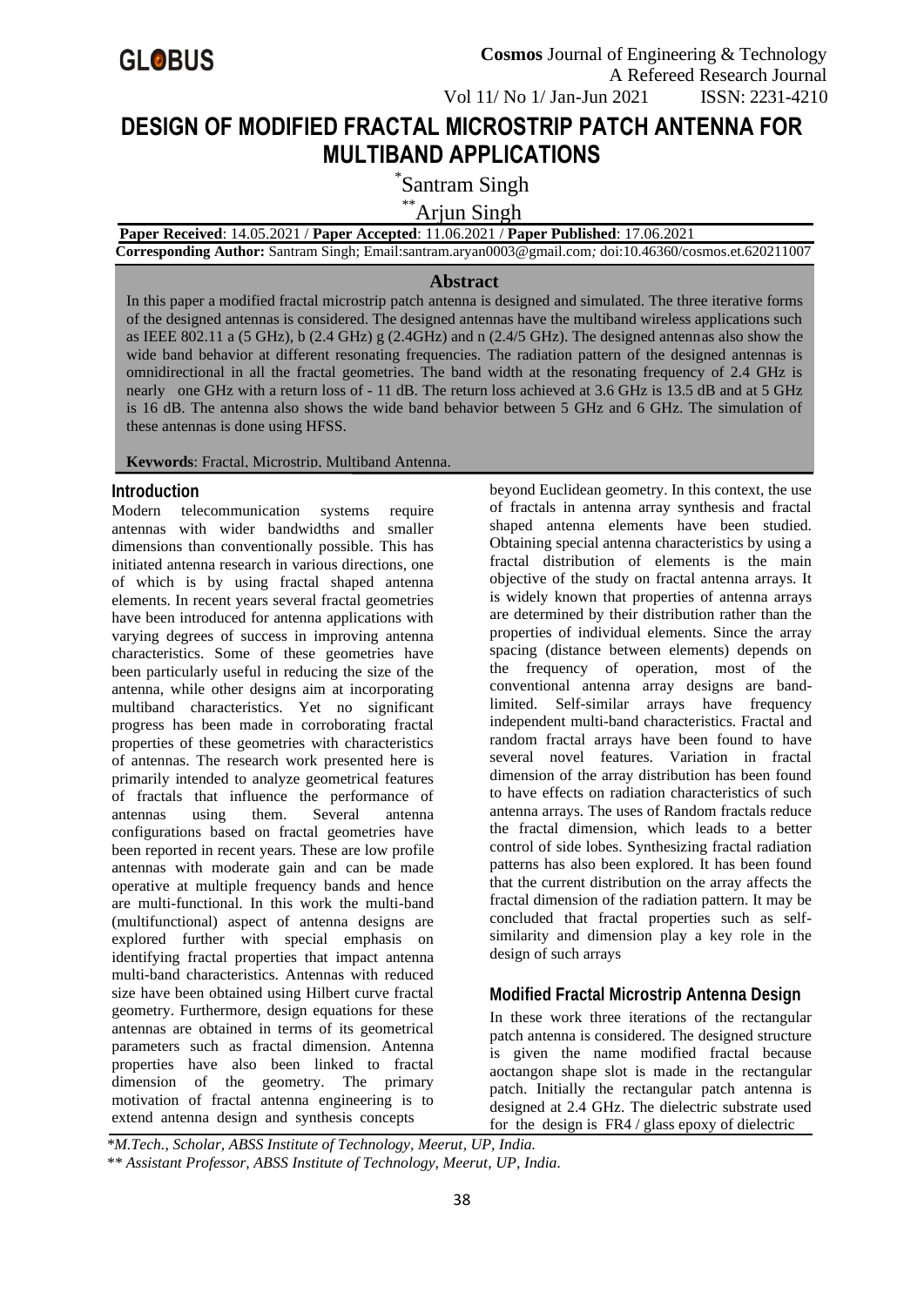# DESIGN OF MODIFIED FRACTAL MICROSTRIP PATCH ANTENNA FOR MULTIBAND APPLICATIONS

[*]Santram Singh

[**]Arjun Singh

**Paper Received**: 14.05.2021 / **Paper Accepted**: 11.06.2021 / **Paper Published**: 17.06.2021

**Corresponding Author:** Santram Singh; Email:santram.aryan0003@gmail.com*;* doi:10.46360/cosmos.et.620211007

## Abstract

In this paper a modified fractal microstrip patch antenna is designed and simulated. The three iterative forms of the designed antennas is considered. The designed antennas have the multiband wireless applications such as IEEE 802.11 a (5 GHz), b (2.4 GHz) g (2.4GHz) and n (2.4/5 GHz). The designed antennas also show the wide band behavior at different resonating frequencies. The radiation pattern of the designed antennas is omnidirectional in all the fractal geometries. The band width at the resonating frequency of 2.4 GHz is nearly one GHz with a return loss of - 11 dB. The return loss achieved at 3.6 GHz is 13.5 dB and at 5 GHz is 16 dB. The antenna also shows the wide band behavior between 5 GHz and 6 GHz. The simulation of these antennas is done using HFSS.

**Keywords**: Fractal, Microstrip, Multiband Antenna.

## Introduction

Modern telecommunication systems require antennas with wider bandwidths and smaller dimensions than conventionally possible. This has initiated antenna research in various directions, one of which is by using fractal shaped antenna elements. In recent years several fractal geometries have been introduced for antenna applications with varying degrees of success in improving antenna characteristics. Some of these geometries have been particularly useful in reducing the size of the antenna, while other designs aim at incorporating multiband characteristics. Yet no significant progress has been made in corroborating fractal properties of these geometries with characteristics of antennas. The research work presented here is primarily intended to analyze geometrical features of fractals that influence the performance of antennas using them. Several antenna configurations based on fractal geometries have been reported in recent years. These are low profile antennas with moderate gain and can be made operative at multiple frequency bands and hence are multi-functional. In this work the multi-band (multifunctional) aspect of antenna designs are explored further with special emphasis on identifying fractal properties that impact antenna multi-band characteristics. Antennas with reduced size have been obtained using Hilbert curve fractal geometry. Furthermore, design equations for these antennas are obtained in terms of its geometrical parameters such as fractal dimension. Antenna properties have also been linked to fractal dimension of the geometry. The primary motivation of fractal antenna engineering is to extend antenna design and synthesis concepts beyond Euclidean geometry. In this context, the use of fractals in antenna array synthesis and fractal shaped antenna elements have been studied. Obtaining special antenna characteristics by using a fractal distribution of elements is the main objective of the study on fractal antenna arrays. It is widely known that properties of antenna arrays are determined by their distribution rather than the properties of individual elements. Since the array spacing (distance between elements) depends on the frequency of operation, most of the conventional antenna array designs are band-limited. Self-similar arrays have frequency independent multi-band characteristics. Fractal and random fractal arrays have been found to have several novel features. Variation in fractal dimension of the array distribution has been found to have effects on radiation characteristics of such antenna arrays. The uses of Random fractals reduce the fractal dimension, which leads to a better control of side lobes. Synthesizing fractal radiation patterns has also been explored. It has been found that the current distribution on the array affects the fractal dimension of the radiation pattern. It may be concluded that fractal properties such as self-similarity and dimension play a key role in the design of such arrays

## Modified Fractal Microstrip Antenna Design

In these work three iterations of the rectangular patch antenna is considered. The designed structure is given the name modified fractal because aoctangon shape slot is made in the rectangular patch. Initially the rectangular patch antenna is designed at 2.4 GHz. The dielectric substrate used for the design is FR4 / glass epoxy of dielectric

*M.Tech., Scholar, ABSS Institute of Technology, Meerut, UP, India.*

*** Assistant Professor, ABSS Institute of Technology, Meerut, UP, India.*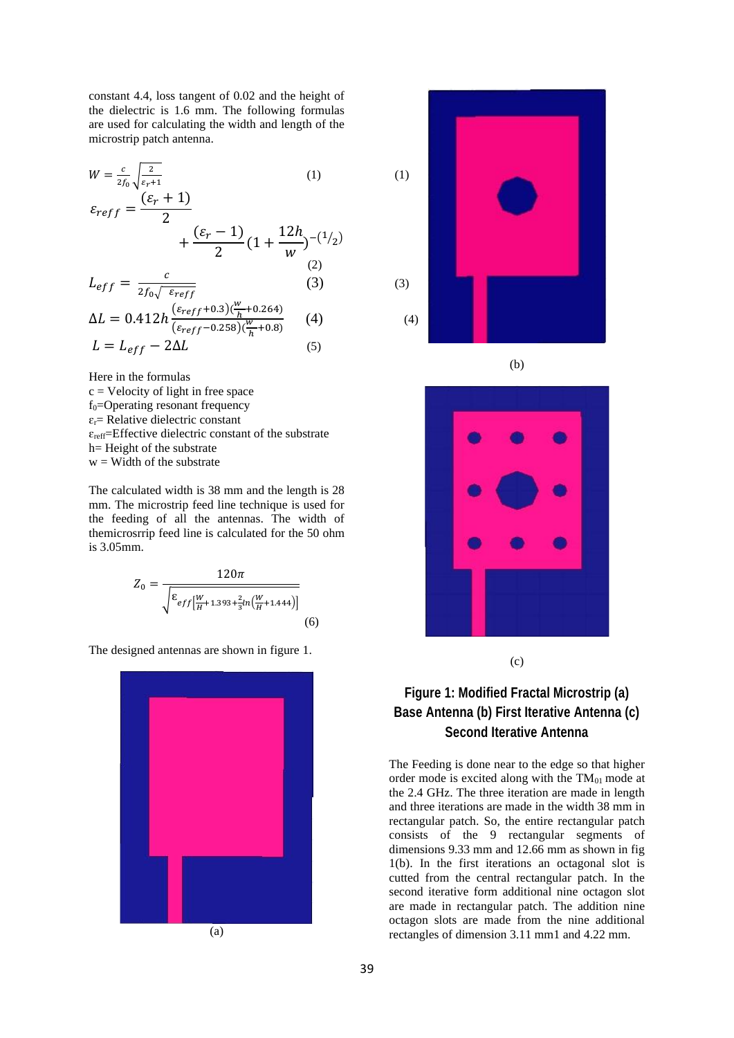constant 4.4, loss tangent of 0.02 and the height of the dielectric is 1.6 mm. The following formulas are used for calculating the width and length of the microstrip patch antenna.

$$W = \frac{c}{2f_0}\sqrt{\frac{2}{\varepsilon_r+1}} \quad (1)$$

$$\varepsilon_{reff} = \frac{(\varepsilon_r + 1)}{2} + \frac{(\varepsilon_r - 1)}{2}\left(1 + \frac{12h}{w}\right)^{-(1/2)} \quad (2)$$

$$L_{eff} = \frac{c}{2f_0\sqrt{\varepsilon_{reff}}} \quad (3)$$

$$\Delta L = 0.412h\frac{(\varepsilon_{reff}+0.3)(\frac{w}{h}+0.264)}{(\varepsilon_{reff}-0.258)(\frac{w}{h}+0.8)} \quad (4)$$

$$L = L_{eff} - 2\Delta L \quad (5)$$

Here in the formulas
c = Velocity of light in free space
$f_0$=Operating resonant frequency
$\varepsilon_r$= Relative dielectric constant
$\varepsilon_{reff}$=Effective dielectric constant of the substrate
h= Height of the substrate
w = Width of the substrate

The calculated width is 38 mm and the length is 28 mm. The microstrip feed line technique is used for the feeding of all the antennas. The width of themicrosrrip feed line is calculated for the 50 ohm is 3.05mm.

$$Z_0 = \frac{120\pi}{\sqrt{\varepsilon_{eff}\left[\frac{W}{H}+1.393+\frac{2}{3}ln\left(\frac{W}{H}+1.444\right)\right]}} \quad (6)$$

The designed antennas are shown in figure 1.

(a)

(b)

(c)

**Figure 1: Modified Fractal Microstrip (a) Base Antenna (b) First Iterative Antenna (c) Second Iterative Antenna**

The Feeding is done near to the edge so that higher order mode is excited along with the $TM_{01}$ mode at the 2.4 GHz. The three iteration are made in length and three iterations are made in the width 38 mm in rectangular patch. So, the entire rectangular patch consists of the 9 rectangular segments of dimensions 9.33 mm and 12.66 mm as shown in fig 1(b). In the first iterations an octagonal slot is cutted from the central rectangular patch. In the second iterative form additional nine octagon slot are made in rectangular patch. The addition nine octagon slots are made from the nine additional rectangles of dimension 3.11 mm1 and 4.22 mm.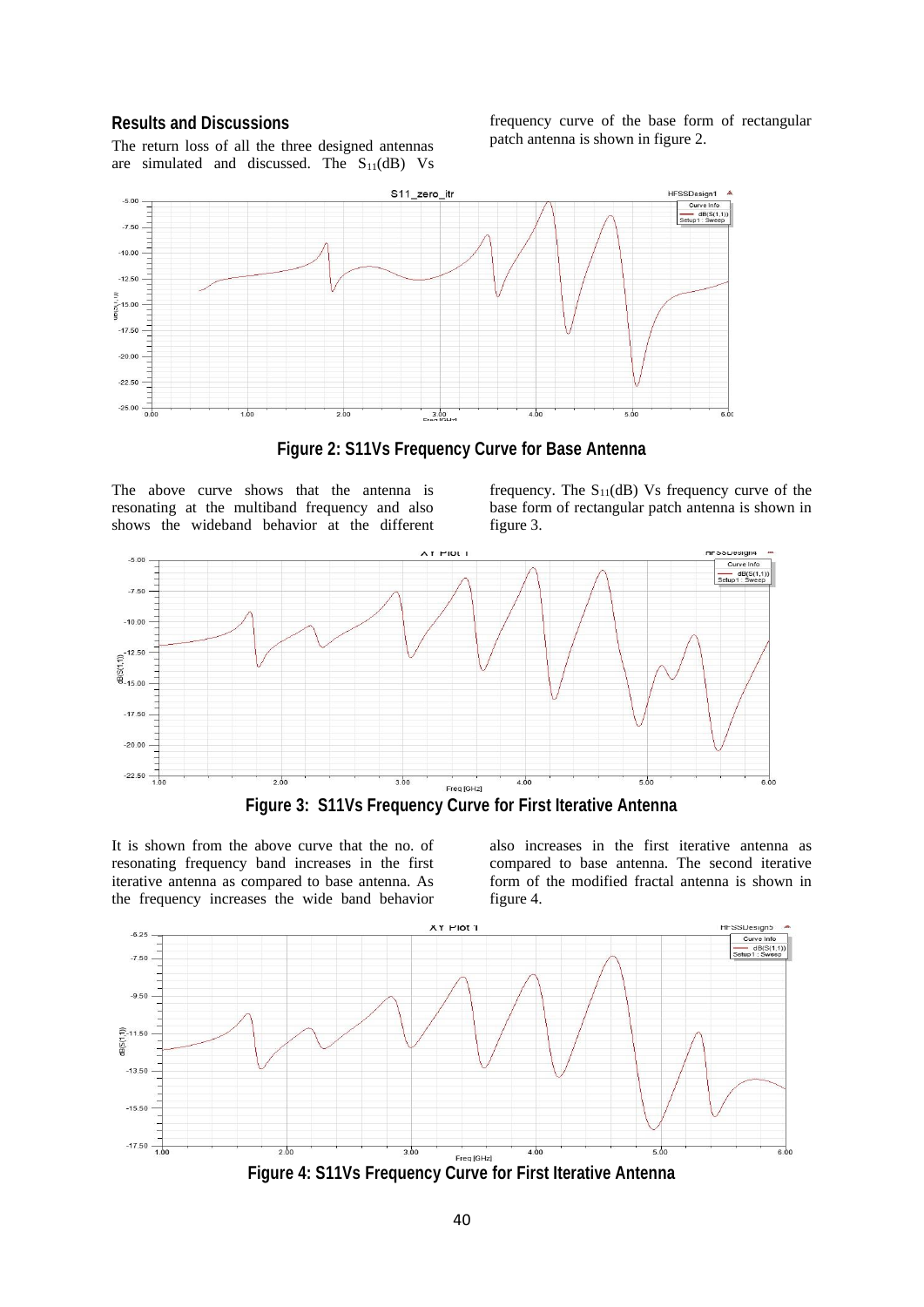## Results and Discussions

The return loss of all the three designed antennas are simulated and discussed. The $S_{11}$(dB) Vs frequency curve of the base form of rectangular patch antenna is shown in figure 2.

**Figure 2: S11Vs Frequency Curve for Base Antenna**

The above curve shows that the antenna is resonating at the multiband frequency and also shows the wideband behavior at the different frequency. The $S_{11}$(dB) Vs frequency curve of the base form of rectangular patch antenna is shown in figure 3.

**Figure 3: S11Vs Frequency Curve for First Iterative Antenna**

It is shown from the above curve that the no. of resonating frequency band increases in the first iterative antenna as compared to base antenna. As the frequency increases the wide band behavior also increases in the first iterative antenna as compared to base antenna. The second iterative form of the modified fractal antenna is shown in figure 4.

**Figure 4: S11Vs Frequency Curve for First Iterative Antenna**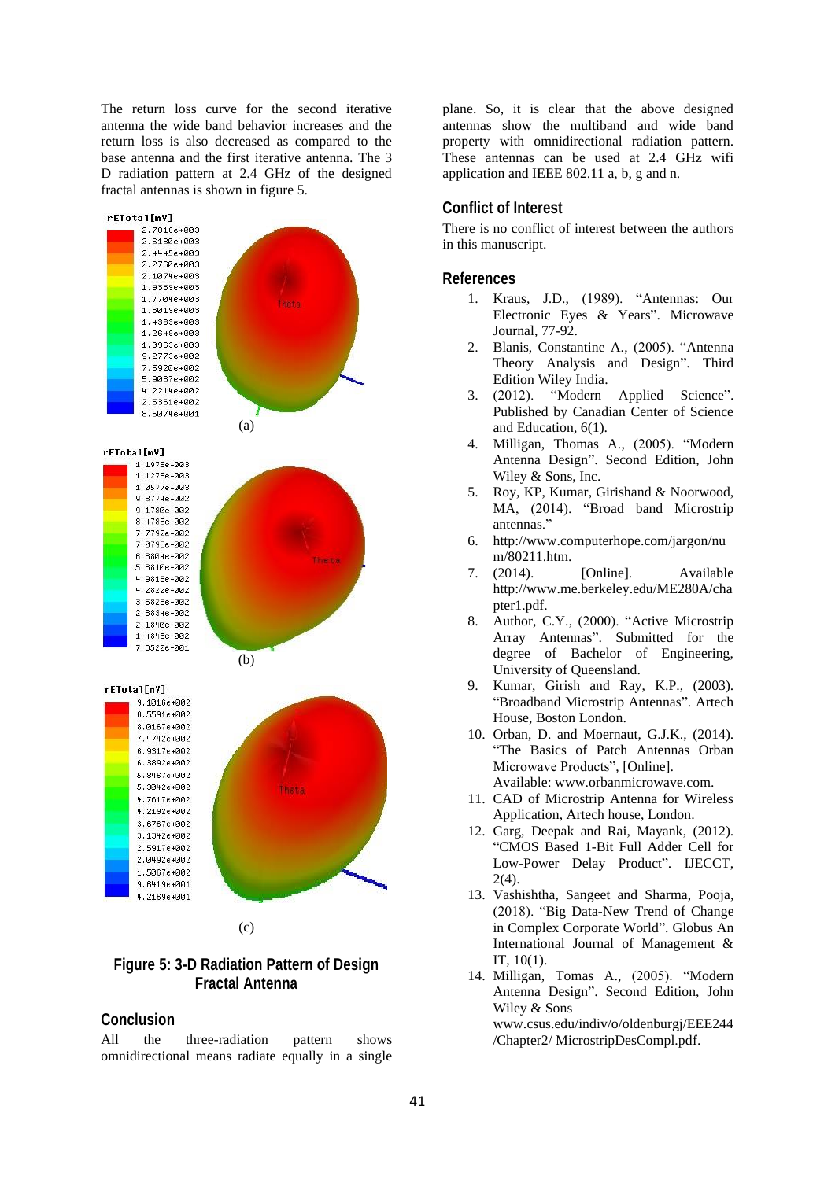The return loss curve for the second iterative antenna the wide band behavior increases and the return loss is also decreased as compared to the base antenna and the first iterative antenna. The 3 D radiation pattern at 2.4 GHz of the designed fractal antennas is shown in figure 5.

rETotal[mV]
2.7816e+003
2.6130e+003
2.4445e+003
2.2760e+003
2.1074e+003
1.9389e+003
1.7704e+003
1.6019e+003
1.4333e+003
1.2648e+003
1.0963e+003
9.2773e+002
7.5920e+002
5.9067e+002
4.2214e+002
2.5361e+002
8.5074e+001

Theta

(a)

rETotal[mV]
1.1976e+003
1.1276e+003
1.0577e+003
9.8774e+002
9.1780e+002
8.4786e+002
7.7792e+002
7.0798e+002
6.3804e+002
5.6810e+002
4.9816e+002
4.2822e+002
3.5828e+002
2.8834e+002
2.1840e+002
1.4846e+002
7.8522e+001

Theta

(b)

rETotal[mV]
9.1016e+002
8.5591e+002
8.0167e+002
7.4742e+002
6.9317e+002
6.3892e+002
5.8467e+002
5.3042e+002
4.7617e+002
4.2192e+002
3.6767e+002
3.1342e+002
2.5917e+002
2.0492e+002
1.5067e+002
9.6419e+001
4.2169e+001

Theta

(c)

**Figure 5: 3-D Radiation Pattern of Design Fractal Antenna**

## Conclusion

All the three-radiation pattern shows omnidirectional means radiate equally in a single plane. So, it is clear that the above designed antennas show the multiband and wide band property with omnidirectional radiation pattern. These antennas can be used at 2.4 GHz wifi application and IEEE 802.11 a, b, g and n.

## Conflict of Interest

There is no conflict of interest between the authors in this manuscript.

## References

1. Kraus, J.D., (1989). "Antennas: Our Electronic Eyes & Years". Microwave Journal, 77-92.
2. Blanis, Constantine A., (2005). "Antenna Theory Analysis and Design". Third Edition Wiley India.
3. (2012). "Modern Applied Science". Published by Canadian Center of Science and Education, 6(1).
4. Milligan, Thomas A., (2005). "Modern Antenna Design". Second Edition, John Wiley & Sons, Inc.
5. Roy, KP, Kumar, Girishand & Noorwood, MA, (2014). "Broad band Microstrip antennas."
6. http://www.computerhope.com/jargon/num/80211.htm.
7. (2014). [Online]. Available http://www.me.berkeley.edu/ME280A/chapter1.pdf.
8. Author, C.Y., (2000). "Active Microstrip Array Antennas". Submitted for the degree of Bachelor of Engineering, University of Queensland.
9. Kumar, Girish and Ray, K.P., (2003). "Broadband Microstrip Antennas". Artech House, Boston London.
10. Orban, D. and Moernaut, G.J.K., (2014). "The Basics of Patch Antennas Orban Microwave Products", [Online]. Available: www.orbanmicrowave.com.
11. CAD of Microstrip Antenna for Wireless Application, Artech house, London.
12. Garg, Deepak and Rai, Mayank, (2012). "CMOS Based 1-Bit Full Adder Cell for Low-Power Delay Product". IJECCT, 2(4).
13. Vashishtha, Sangeet and Sharma, Pooja, (2018). "Big Data-New Trend of Change in Complex Corporate World". Globus An International Journal of Management & IT, 10(1).
14. Milligan, Tomas A., (2005). "Modern Antenna Design". Second Edition, John Wiley & Sons www.csus.edu/indiv/o/oldenburgj/EEE244/Chapter2/ MicrostripDesCompl.pdf.